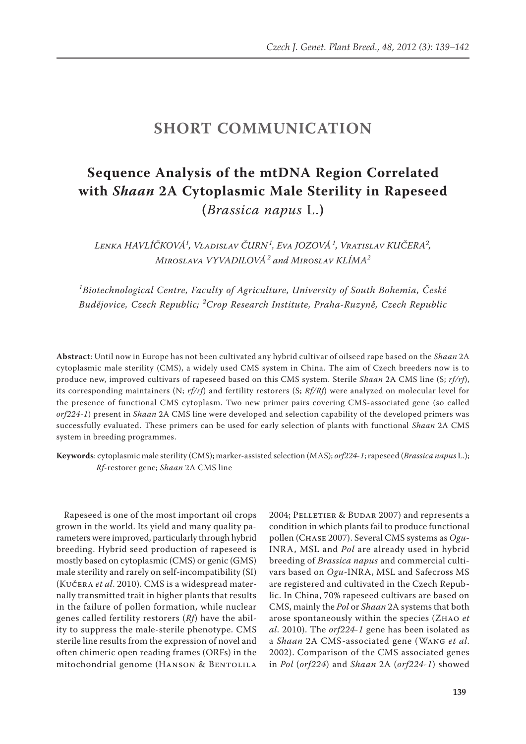# SHORT COMMUNICATION

## Sequence Analysis of the mtDNA Region Correlated with *Shaan* 2A Cytoplasmic Male Sterility in Rapeseed (*Brassica napus* L.)

*Lenka HAVLÍČKOVÁ*[1], *Vladislav ČURN*[1], *Eva JOZOVÁ*[1], *Vratislav KUČERA*[2], *Miroslava VYVADILOVÁ*[2] and *Miroslav KLÍMA*[2]

[1]*Biotechnological Centre, Faculty of Agriculture, University of South Bohemia, České Budějovice, Czech Republic;* [2]*Crop Research Institute, Praha-Ruzyně, Czech Republic*

**Abstract**: Until now in Europe has not been cultivated any hybrid cultivar of oilseed rape based on the *Shaan* 2A cytoplasmic male sterility (CMS), a widely used CMS system in China. The aim of Czech breeders now is to produce new, improved cultivars of rapeseed based on this CMS system. Sterile *Shaan* 2A CMS line (S; *rf/rf*), its corresponding maintainers (N; *rf/rf*) and fertility restorers (S; *Rf/Rf*) were analyzed on molecular level for the presence of functional CMS cytoplasm. Two new primer pairs covering CMS-associated gene (so called *orf224-1*) present in *Shaan* 2A CMS line were developed and selection capability of the developed primers was successfully evaluated. These primers can be used for early selection of plants with functional *Shaan* 2A CMS system in breeding programmes.

**Keywords**: cytoplasmic male sterility (CMS); marker-assisted selection (MAS); *orf224-1*; rapeseed (*Brassica napus* L.); *Rf*-restorer gene; *Shaan* 2A CMS line

Rapeseed is one of the most important oil crops grown in the world. Its yield and many quality parameters were improved, particularly through hybrid breeding. Hybrid seed production of rapeseed is mostly based on cytoplasmic (CMS) or genic (GMS) male sterility and rarely on self-incompatibility (SI) (Kučera *et al*. 2010). CMS is a widespread maternally transmitted trait in higher plants that results in the failure of pollen formation, while nuclear genes called fertility restorers (*Rf*) have the ability to suppress the male-sterile phenotype. CMS sterile line results from the expression of novel and often chimeric open reading frames (ORFs) in the mitochondrial genome (Hanson & Bentolila 2004; Pelletier & Budar 2007) and represents a condition in which plants fail to produce functional pollen (Chase 2007). Several CMS systems as *Ogu*-INRA, MSL and *Pol* are already used in hybrid breeding of *Brassica napus* and commercial cultivars based on *Ogu*-INRA, MSL and Safecross MS are registered and cultivated in the Czech Republic. In China, 70% rapeseed cultivars are based on CMS, mainly the *Pol* or *Shaan* 2A systems that both arose spontaneously within the species (Zhao *et al*. 2010). The *orf224-1* gene has been isolated as a *Shaan* 2A CMS-associated gene (Wang *et al*. 2002). Comparison of the CMS associated genes in *Pol* (*orf224*) and *Shaan* 2A (*orf224-1*) showed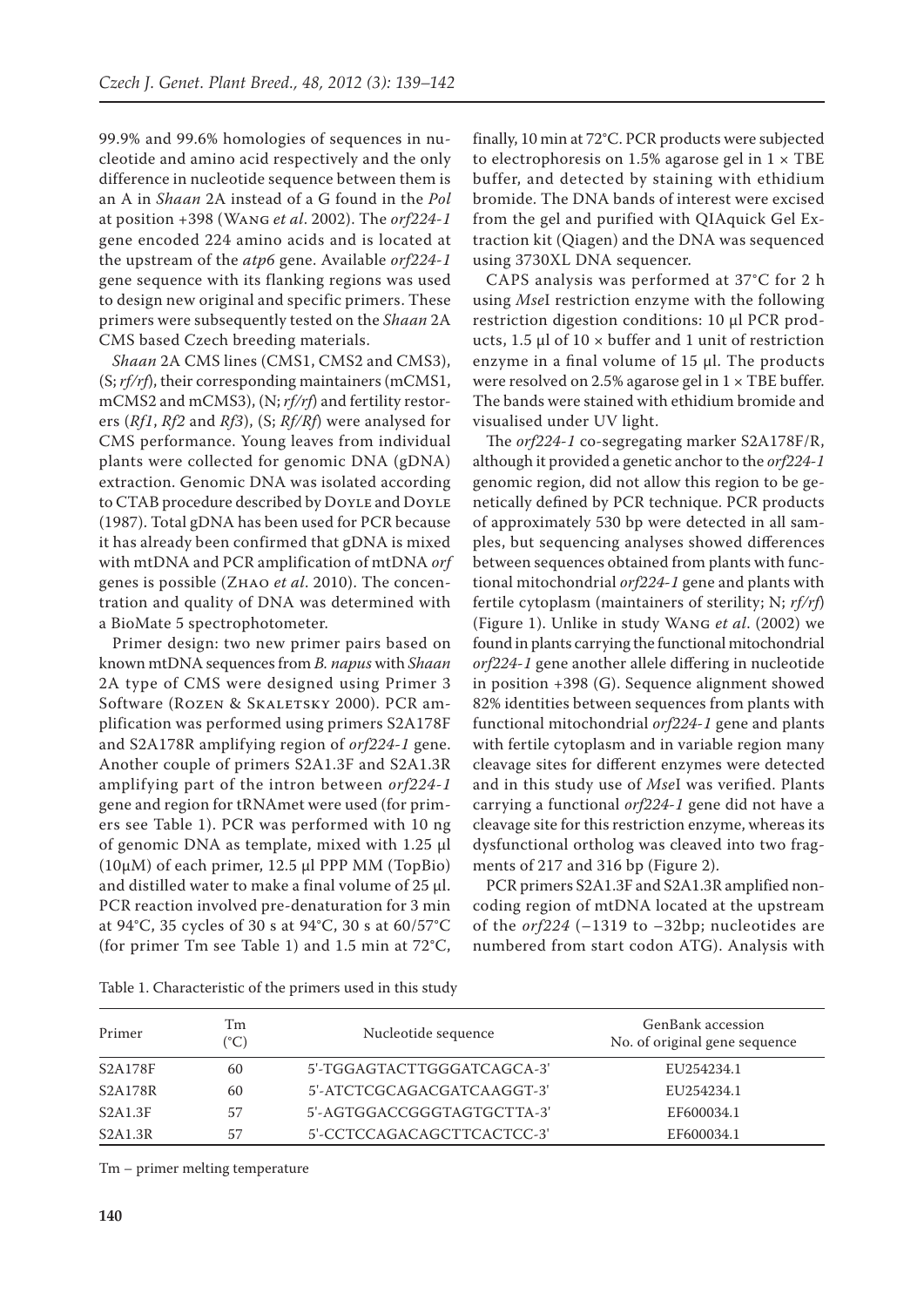99.9% and 99.6% homologies of sequences in nucleotide and amino acid respectively and the only difference in nucleotide sequence between them is an A in *Shaan* 2A instead of a G found in the *Pol* at position +398 (Wang *et al*. 2002). The *orf224-1* gene encoded 224 amino acids and is located at the upstream of the *atp6* gene. Available *orf224-1* gene sequence with its flanking regions was used to design new original and specific primers. These primers were subsequently tested on the *Shaan* 2A CMS based Czech breeding materials.

*Shaan* 2A CMS lines (CMS1, CMS2 and CMS3), (S; *rf/rf*), their corresponding maintainers (mCMS1, mCMS2 and mCMS3), (N; *rf/rf*) and fertility restorers (*Rf1*, *Rf2* and *Rf3*), (S; *Rf/Rf*) were analysed for CMS performance. Young leaves from individual plants were collected for genomic DNA (gDNA) extraction. Genomic DNA was isolated according to CTAB procedure described by Doyle and Doyle (1987). Total gDNA has been used for PCR because it has already been confirmed that gDNA is mixed with mtDNA and PCR amplification of mtDNA *orf* genes is possible (Zhao *et al*. 2010). The concentration and quality of DNA was determined with a BioMate 5 spectrophotometer.

Primer design: two new primer pairs based on known mtDNA sequences from *B. napus* with *Shaan* 2A type of CMS were designed using Primer 3 Software (Rozen & Skaletsky 2000). PCR amplification was performed using primers S2A178F and S2A178R amplifying region of *orf224-1* gene. Another couple of primers S2A1.3F and S2A1.3R amplifying part of the intron between *orf224-1* gene and region for tRNAmet were used (for primers see Table 1). PCR was performed with 10 ng of genomic DNA as template, mixed with 1.25 µl (10µM) of each primer, 12.5 µl PPP MM (TopBio) and distilled water to make a final volume of 25 µl. PCR reaction involved pre-denaturation for 3 min at 94°C, 35 cycles of 30 s at 94°C, 30 s at 60/57°C (for primer Tm see Table 1) and 1.5 min at 72°C, finally, 10 min at 72°C. PCR products were subjected to electrophoresis on 1.5% agarose gel in 1 × TBE buffer, and detected by staining with ethidium bromide. The DNA bands of interest were excised from the gel and purified with QIAquick Gel Extraction kit (Qiagen) and the DNA was sequenced using 3730XL DNA sequencer.

CAPS analysis was performed at 37°C for 2 h using *Mse*I restriction enzyme with the following restriction digestion conditions: 10 µl PCR products, 1.5 µl of 10 × buffer and 1 unit of restriction enzyme in a final volume of 15 µl. The products were resolved on 2.5% agarose gel in 1 × TBE buffer. The bands were stained with ethidium bromide and visualised under UV light.

The *orf224-1* co-segregating marker S2A178F/R, although it provided a genetic anchor to the *orf224-1* genomic region, did not allow this region to be genetically defined by PCR technique. PCR products of approximately 530 bp were detected in all samples, but sequencing analyses showed differences between sequences obtained from plants with functional mitochondrial *orf224-1* gene and plants with fertile cytoplasm (maintainers of sterility; N; *rf/rf*) (Figure 1). Unlike in study Wang *et al*. (2002) we found in plants carrying the functional mitochondrial *orf224-1* gene another allele differing in nucleotide in position +398 (G). Sequence alignment showed 82% identities between sequences from plants with functional mitochondrial *orf224-1* gene and plants with fertile cytoplasm and in variable region many cleavage sites for different enzymes were detected and in this study use of *Mse*I was verified. Plants carrying a functional *orf224-1* gene did not have a cleavage site for this restriction enzyme, whereas its dysfunctional ortholog was cleaved into two fragments of 217 and 316 bp (Figure 2).

PCR primers S2A1.3F and S2A1.3R amplified non-coding region of mtDNA located at the upstream of the *orf224* (–1319 to –32bp; nucleotides are numbered from start codon ATG). Analysis with

Table 1. Characteristic of the primers used in this study

| Primer | Tm (°C) | Nucleotide sequence | GenBank accession No. of original gene sequence |
|---|---|---|---|
| S2A178F | 60 | 5'-TGGAGTACTTGGGATCAGCA-3' | EU254234.1 |
| S2A178R | 60 | 5'-ATCTCGCAGACGATCAAGGT-3' | EU254234.1 |
| S2A1.3F | 57 | 5'-AGTGGACCGGGTAGTGCTTA-3' | EF600034.1 |
| S2A1.3R | 57 | 5'-CCTCCAGACAGCTTCACTCC-3' | EF600034.1 |

Tm – primer melting temperature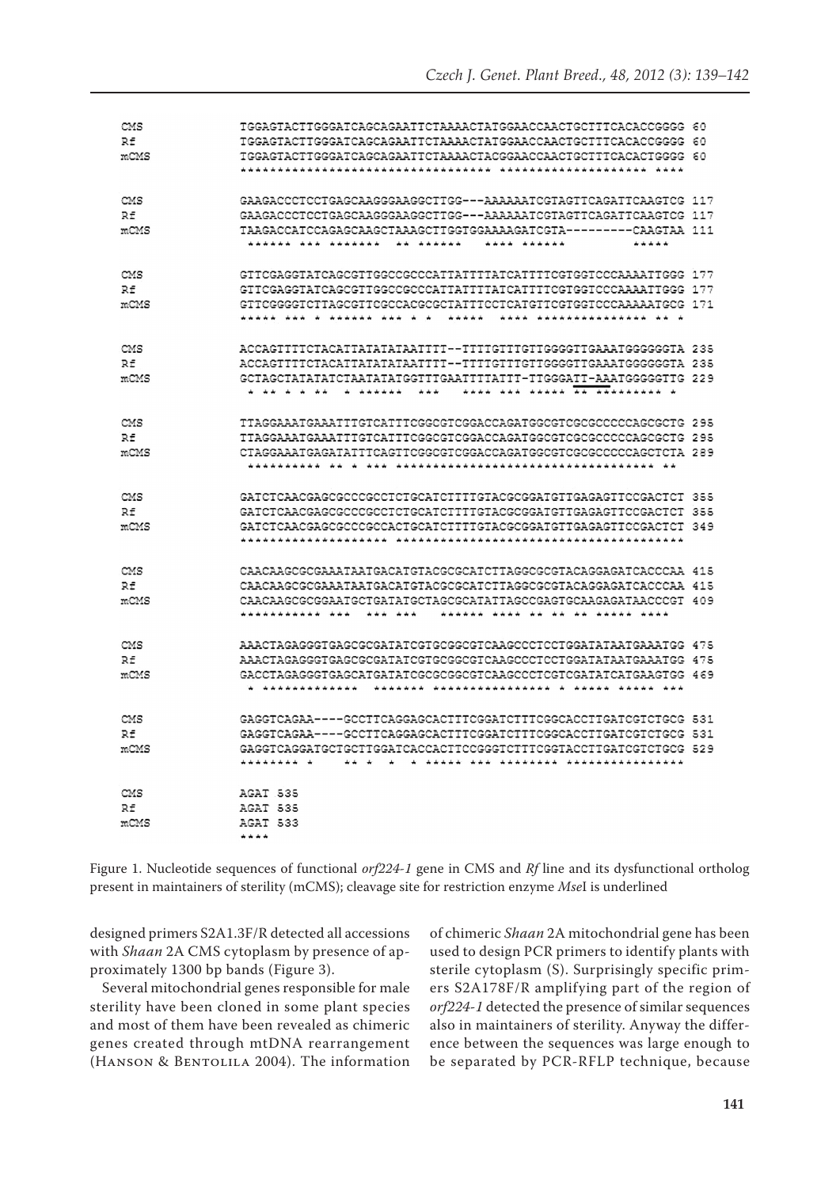```
CMS     TGGAGTACTTGGGATCAGCAGAATTCTAAAACTATGGAACCAACTGCTTTCACACCGGGG 60
Rf      TGGAGTACTTGGGATCAGCAGAATTCTAAAACTATGGAACCAACTGCTTTCACACCGGGG 60
mCMS    TGGAGTACTTGGGATCAGCAGAATTCTAAAACTACGGAACCAACTGCTTTCACACTGGGG 60
        ********************************** ******************** ****

CMS     GAAGACCCTCCTGAGCAAGGGAAGGCTTGG---AAAAAATCGTAGTTCAGATTCAAGTCG 117
Rf      GAAGACCCTCCTGAGCAAGGGAAGGCTTGG---AAAAAATCGTAGTTCAGATTCAAGTCG 117
mCMS    TAAGACCATCCAGAGCAAGCTAAAGCTTGGTGGAAAAGATCGTA---------CAAGTAA 111
         ****** *** *******  ** ******     **** ******         *****

CMS     GTTCGAGGTATCAGCGTTGGCCGCCCATTATTTTATCATTTTCGTGGTCCCAAAATTGGG 177
Rf      GTTCGAGGTATCAGCGTTGGCCGCCCATTATTTTATCATTTTCGTGGTCCCAAAATTGGG 177
mCMS    GTTCGGGGTCTTAGCGTTCGCCACGCGCTATTTCCTCATGTTCGTGGTCCCAAAAATGCG 171
        ***** *** * ****** *** * *  *****  **** *************** ** *

CMS     ACCAGTTTTCTACATTATATATAATTTT--TTTTGTTTGTTGGGGTTGAAATGGGGGGTA 235
Rf      ACCAGTTTTCTACATTATATATAATTTT--TTTTGTTTGTTGGGGTTGAAATGGGGGGTA 235
mCMS    GCTAGCTATATATCTAATATATGGTTTGAATTTTATTT-TTGGGATT-AAATGGGGGTG 229
         * ** * * **  * ******  ***    **** *** ***** ** ********* *

CMS     TTAGGAAATGAAATTTGTCATTTCGGCGTCGGACCAGATGGCGTCGCGCCCCCAGCGCTG 295
Rf      TTAGGAAATGAAATTTGTCATTTCGGCGTCGGACCAGATGGCGTCGCGCCCCCAGCGCTG 295
mCMS    CTAGGAAATGAGATATTTCAGTTCGGCGTCGGACCAGATGGCGTCGCGCCCCCAGCTCTA 289
         ********** ** * *** *********************************** **

CMS     GATCTCAACGAGCGCCCGCCTCTGCATCTTTTGTACGCGGATGTTGAGAGTTCCGACTCT 355
Rf      GATCTCAACGAGCGCCCGCCTCTGCATCTTTTGTACGCGGATGTTGAGAGTTCCGACTCT 355
mCMS    GATCTCAACGAGCGCCCGCCACTGCATCTTTTGTACGCGGATGTTGAGAGTTCCGACTCT 349
        ******************** ***************************************

CMS     CAACAAGCGCGAAATAATGACATGTACGCGCATCTTAGGCGCGTACAGGAGATCACCCAA 415
Rf      CAACAAGCGCGAAATAATGACATGTACGCGCATCTTAGGCGCGTACAGGAGATCACCCAA 415
mCMS    CAACAAGCGCGGAATGCTGATATGCTAGCGCATATTAGCCGAGTGCAAGAGATAACCCGT 409
        *********** ***  *** ***  ****** **** *** ** ** ***** ****

CMS     AAACTAGAGGGTGAGCGCGATATCGTGCGGCGTCAAGCCCTCCTGGATATAATGAAATGG 475
Rf      AAACTAGAGGGTGAGCGCGATATCGTGCGGCGTCAAGCCCTCCTGGATATAATGAAATGG 475
mCMS    GACCTAGAGGGTGAGCATGATATCGCGCGGCGTCAAGCCCTCGTCGATATCATGAAGTGG 469
         * *************  ******* **************** * ***** ***** ***

CMS     GAGGTCAGAA----GCCTTCAGGAGCACTTTCGGATCTTTCGGCACCTTGATCGTCTGCG 531
Rf      GAGGTCAGAA----GCCTTCAGGAGCACTTTCGGATCTTTCGGCACCTTGATCGTCTGCG 531
mCMS    GAGGTCAGGATGCTGCTTGGATCACCACTTCCGGGTCTTTCGGTACCTTGATCGTCTGCG 529
        ******** *    ** *  *  * ***** *** ******** ****************

CMS     AGAT 535
Rf      AGAT 535
mCMS    AGAT 533
        ****
```

Figure 1. Nucleotide sequences of functional *orf224-1* gene in CMS and *Rf* line and its dysfunctional ortholog present in maintainers of sterility (mCMS); cleavage site for restriction enzyme *Mse*I is underlined

designed primers S2A1.3F/R detected all accessions with *Shaan* 2A CMS cytoplasm by presence of approximately 1300 bp bands (Figure 3).

Several mitochondrial genes responsible for male sterility have been cloned in some plant species and most of them have been revealed as chimeric genes created through mtDNA rearrangement (Hanson & Bentolila 2004). The information of chimeric *Shaan* 2A mitochondrial gene has been used to design PCR primers to identify plants with sterile cytoplasm (S). Surprisingly specific primers S2A178F/R amplifying part of the region of *orf224-1* detected the presence of similar sequences also in maintainers of sterility. Anyway the difference between the sequences was large enough to be separated by PCR-RFLP technique, because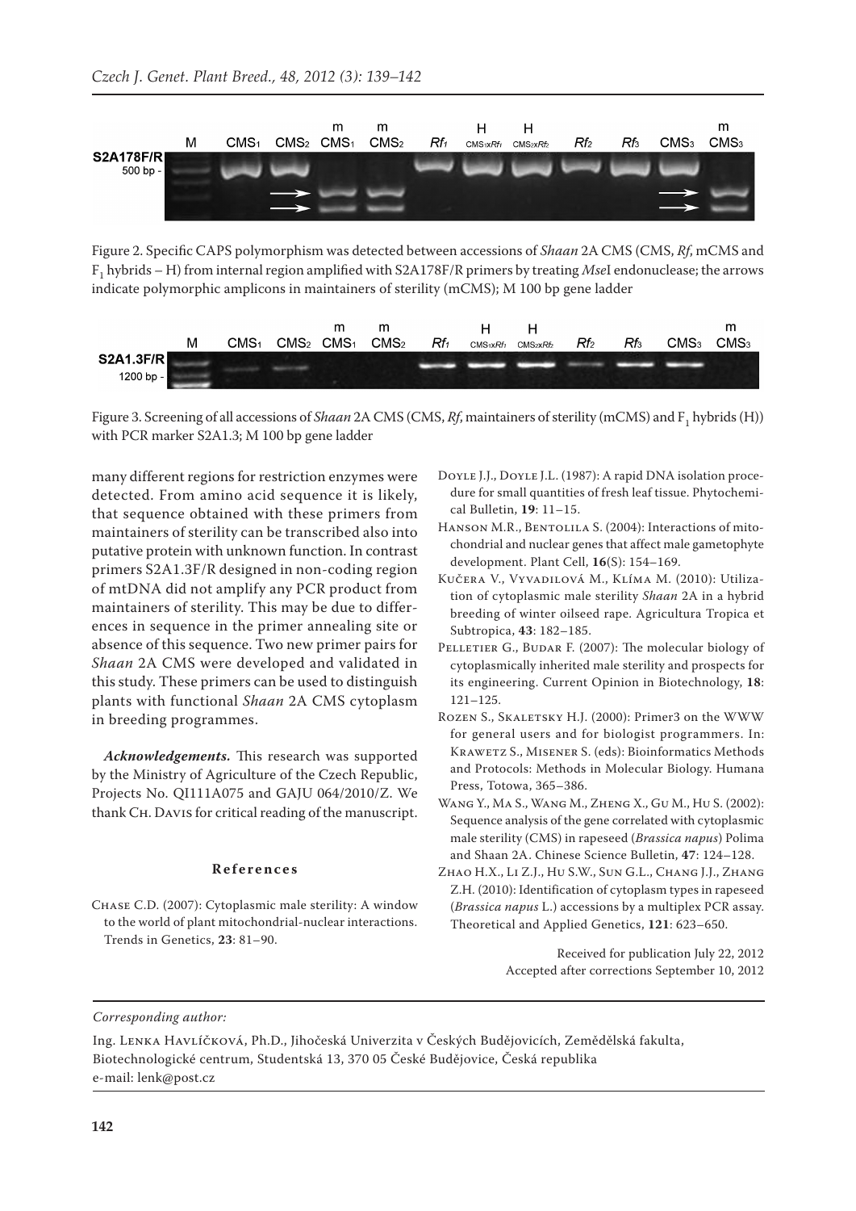M CMS$_1$ CMS$_2$ m CMS$_1$ m CMS$_2$ $Rf_1$ H CMS$_1$x$Rf_1$ H CMS$_2$x$Rf_2$ $Rf_2$ $Rf_3$ CMS$_3$ m CMS$_3$

S2A178F/R

500 bp -

Figure 2. Specific CAPS polymorphism was detected between accessions of *Shaan* 2A CMS (CMS, *Rf*, mCMS and $F_1$ hybrids – H) from internal region amplified with S2A178F/R primers by treating *Mse*I endonuclease; the arrows indicate polymorphic amplicons in maintainers of sterility (mCMS); M 100 bp gene ladder

M CMS$_1$ CMS$_2$ m CMS$_1$ m CMS$_2$ $Rf_1$ H CMS$_1$x$Rf_1$ H CMS$_2$x$Rf_2$ $Rf_2$ $Rf_3$ CMS$_3$ m CMS$_3$

S2A1.3F/R

1200 bp -

Figure 3. Screening of all accessions of *Shaan* 2A CMS (CMS, *Rf*, maintainers of sterility (mCMS) and $F_1$ hybrids (H)) with PCR marker S2A1.3; M 100 bp gene ladder

many different regions for restriction enzymes were detected. From amino acid sequence it is likely, that sequence obtained with these primers from maintainers of sterility can be transcribed also into putative protein with unknown function. In contrast primers S2A1.3F/R designed in non-coding region of mtDNA did not amplify any PCR product from maintainers of sterility. This may be due to differences in sequence in the primer annealing site or absence of this sequence. Two new primer pairs for *Shaan* 2A CMS were developed and validated in this study. These primers can be used to distinguish plants with functional *Shaan* 2A CMS cytoplasm in breeding programmes.

***Acknowledgements.*** This research was supported by the Ministry of Agriculture of the Czech Republic, Projects No. QI111A075 and GAJU 064/2010/Z. We thank Ch. Davis for critical reading of the manuscript.

## References

Chase C.D. (2007): Cytoplasmic male sterility: A window to the world of plant mitochondrial-nuclear interactions. Trends in Genetics, **23**: 81–90.

Doyle J.J., Doyle J.L. (1987): A rapid DNA isolation procedure for small quantities of fresh leaf tissue. Phytochemical Bulletin, **19**: 11–15.

Hanson M.R., Bentolila S. (2004): Interactions of mitochondrial and nuclear genes that affect male gametophyte development. Plant Cell, **16**(S): 154–169.

Kučera V., Vyvadilová M., Klíma M. (2010): Utilization of cytoplasmic male sterility *Shaan* 2A in a hybrid breeding of winter oilseed rape. Agricultura Tropica et Subtropica, **43**: 182–185.

Pelletier G., Budar F. (2007): The molecular biology of cytoplasmically inherited male sterility and prospects for its engineering. Current Opinion in Biotechnology, **18**: 121–125.

Rozen S., Skaletsky H.J. (2000): Primer3 on the WWW for general users and for biologist programmers. In: Krawetz S., Misener S. (eds): Bioinformatics Methods and Protocols: Methods in Molecular Biology. Humana Press, Totowa, 365–386.

Wang Y., Ma S., Wang M., Zheng X., Gu M., Hu S. (2002): Sequence analysis of the gene correlated with cytoplasmic male sterility (CMS) in rapeseed (*Brassica napus*) Polima and Shaan 2A. Chinese Science Bulletin, **47**: 124–128.

Zhao H.X., Li Z.J., Hu S.W., Sun G.L., Chang J.J., Zhang Z.H. (2010): Identification of cytoplasm types in rapeseed (*Brassica napus* L.) accessions by a multiplex PCR assay. Theoretical and Applied Genetics, **121**: 623–650.

Received for publication July 22, 2012
Accepted after corrections September 10, 2012

*Corresponding author:*

Ing. Lenka Havlíčková, Ph.D., Jihočeská Univerzita v Českých Budějovicích, Zemědělská fakulta, Biotechnologické centrum, Studentská 13, 370 05 České Budějovice, Česká republika
e-mail: lenk@post.cz